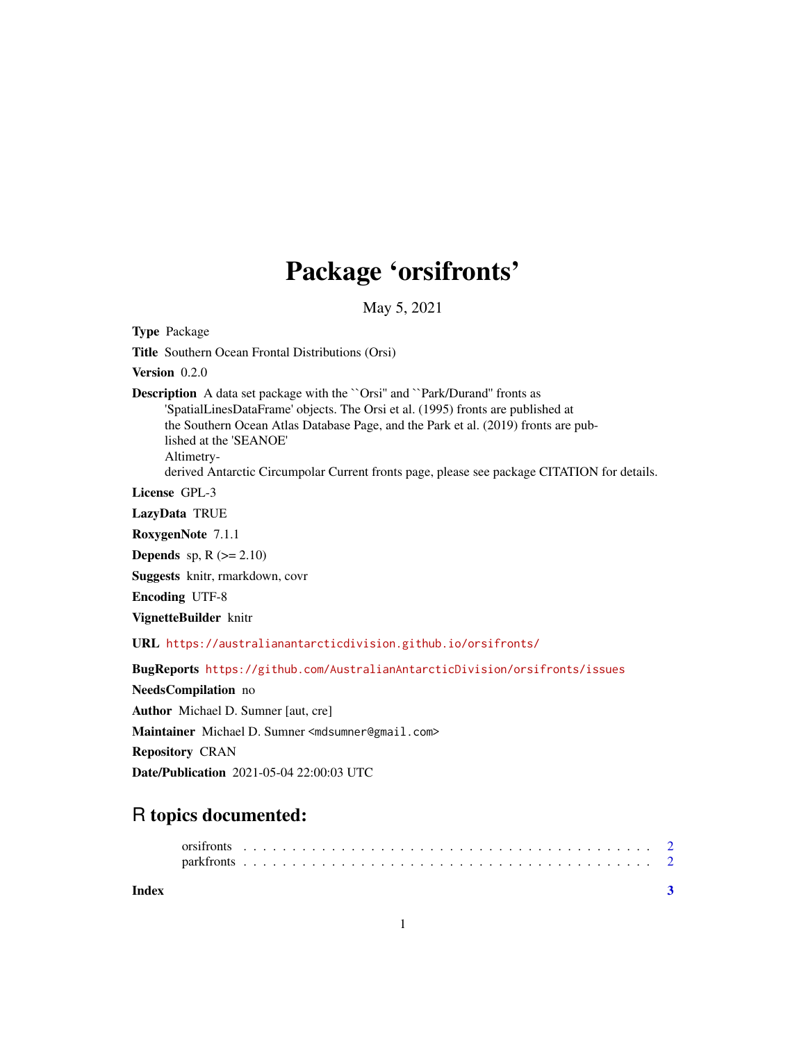# Package ‘orsifronts’

May 5, 2021

**Type** Package

**Title** Southern Ocean Frontal Distributions (Orsi)

**Version** 0.2.0

**Description** A data set package with the ``Orsi'' and ``Park/Durand'' fronts as 'SpatialLinesDataFrame' objects. The Orsi et al. (1995) fronts are published at the Southern Ocean Atlas Database Page, and the Park et al. (2019) fronts are published at the 'SEANOE' Altimetry-derived Antarctic Circumpolar Current fronts page, please see package CITATION for details.

**License** GPL-3

**LazyData** TRUE

**RoxygenNote** 7.1.1

**Depends** sp, R (>= 2.10)

**Suggests** knitr, rmarkdown, covr

**Encoding** UTF-8

**VignetteBuilder** knitr

**URL** https://australianantarcticdivision.github.io/orsifronts/

**BugReports** https://github.com/AustralianAntarcticDivision/orsifronts/issues

**NeedsCompilation** no

**Author** Michael D. Sumner [aut, cre]

**Maintainer** Michael D. Sumner <mdsumner@gmail.com>

**Repository** CRAN

**Date/Publication** 2021-05-04 22:00:03 UTC

## R topics documented:

orsifronts . . . . . . . . . . . . . . . . . . . . . . . . . . . . . . . . . . . . . . . . 2
parkfronts . . . . . . . . . . . . . . . . . . . . . . . . . . . . . . . . . . . . . . . . 2

**Index** **3**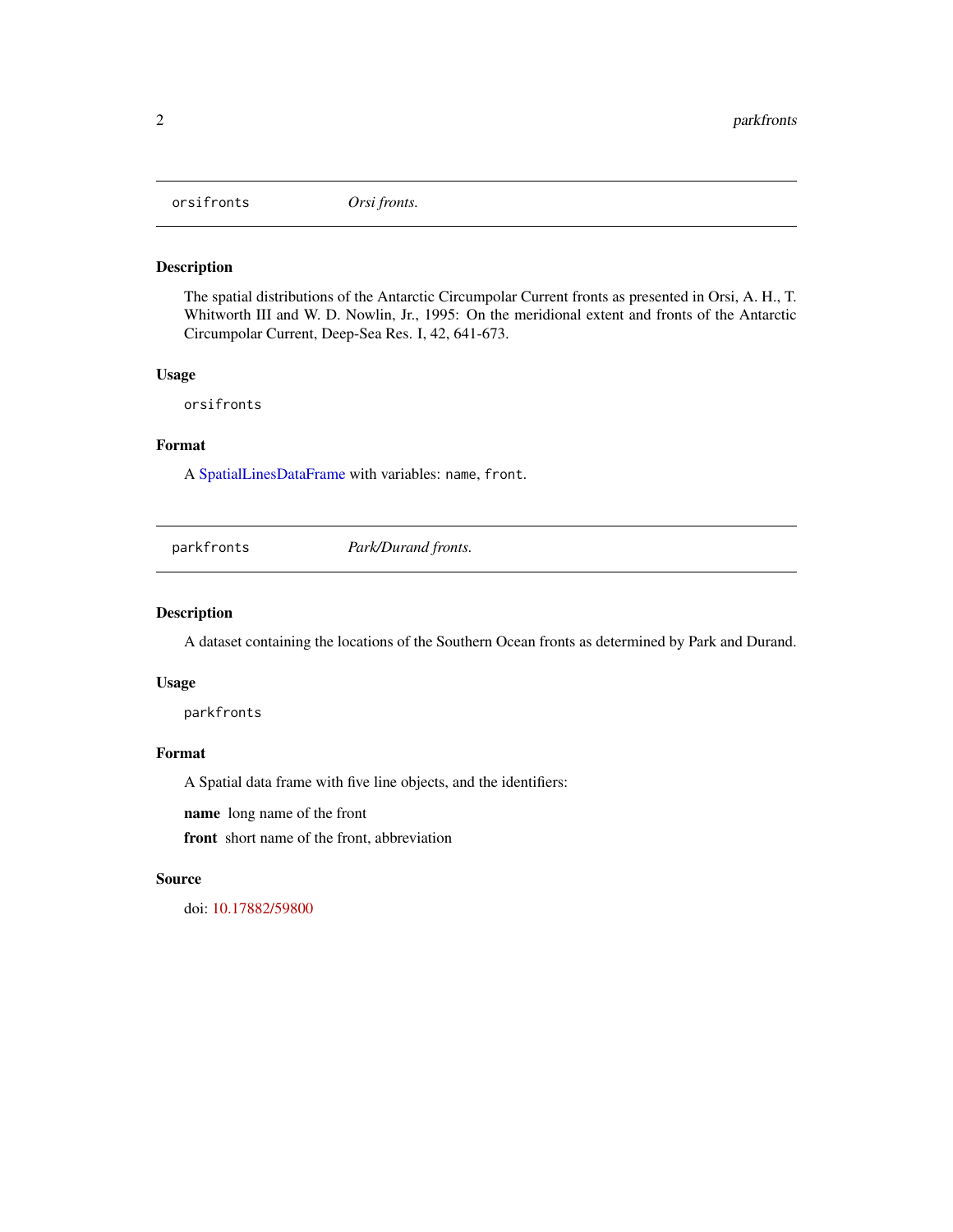## orsifronts *Orsi fronts.*

### Description

The spatial distributions of the Antarctic Circumpolar Current fronts as presented in Orsi, A. H., T. Whitworth III and W. D. Nowlin, Jr., 1995: On the meridional extent and fronts of the Antarctic Circumpolar Current, Deep-Sea Res. I, 42, 641-673.

### Usage

```
orsifronts
```

### Format

A SpatialLinesDataFrame with variables: `name`, `front`.

## parkfronts *Park/Durand fronts.*

### Description

A dataset containing the locations of the Southern Ocean fronts as determined by Park and Durand.

### Usage

```
parkfronts
```

### Format

A Spatial data frame with five line objects, and the identifiers:

**name** long name of the front

**front** short name of the front, abbreviation

### Source

doi: 10.17882/59800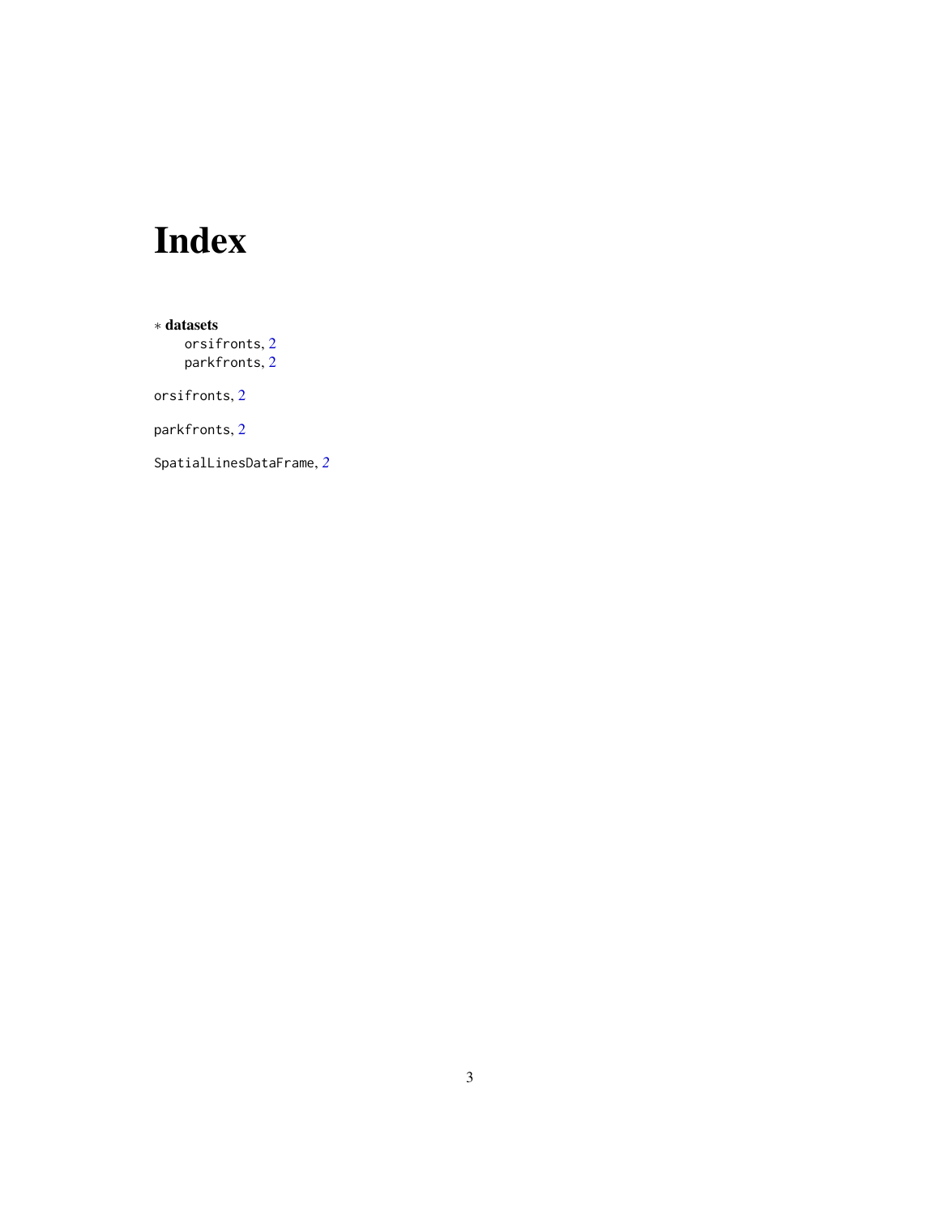# Index

∗ **datasets**
    orsifronts, 2
    parkfronts, 2

orsifronts, 2

parkfronts, 2

SpatialLinesDataFrame, *2*